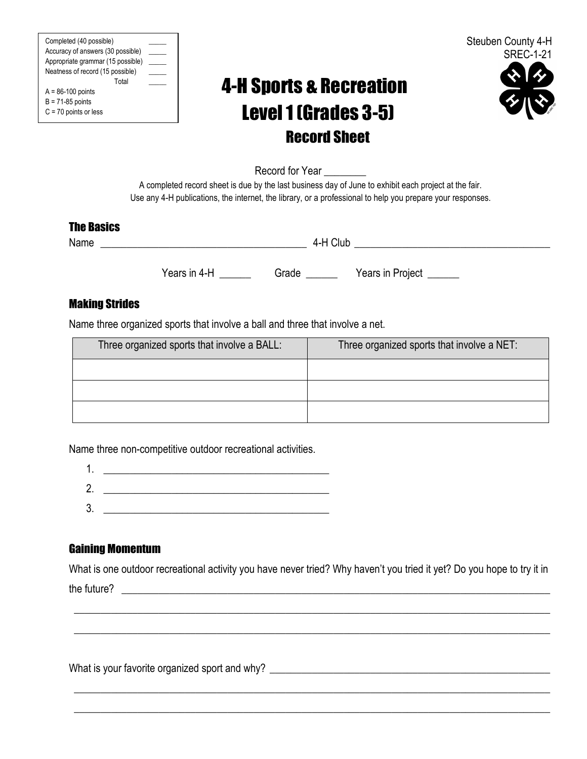| Completed (40 possible) | _____ |
|---|---|
| Accuracy of answers (30 possible) | _____ |
| Appropriate grammar (15 possible) | _____ |
| Neatness of record (15 possible) | _____ |
| Total | _____ |

A = 86-100 points
B = 71-85 points
C = 70 points or less

Steuben County 4-H
SREC-1-21

# 4-H Sports & Recreation Level 1 (Grades 3-5)

## Record Sheet

Record for Year ________

A completed record sheet is due by the last business day of June to exhibit each project at the fair.
Use any 4-H publications, the internet, the library, or a professional to help you prepare your responses.

### The Basics

Name ______________________________________ 4-H Club ____________________________________

Years in 4-H ______ Grade ______ Years in Project ______

### Making Strides

Name three organized sports that involve a ball and three that involve a net.

| Three organized sports that involve a BALL: | Three organized sports that involve a NET: |
|---|---|
| | |
| | |
| | |

Name three non-competitive outdoor recreational activities.

1. ________________________________________
2. ________________________________________
3. ________________________________________

### Gaining Momentum

What is one outdoor recreational activity you have never tried? Why haven't you tried it yet? Do you hope to try it in the future? ________________________________________________________________________________

________________________________________________________________________________

________________________________________________________________________________

What is your favorite organized sport and why? ____________________________________________________

________________________________________________________________________________

________________________________________________________________________________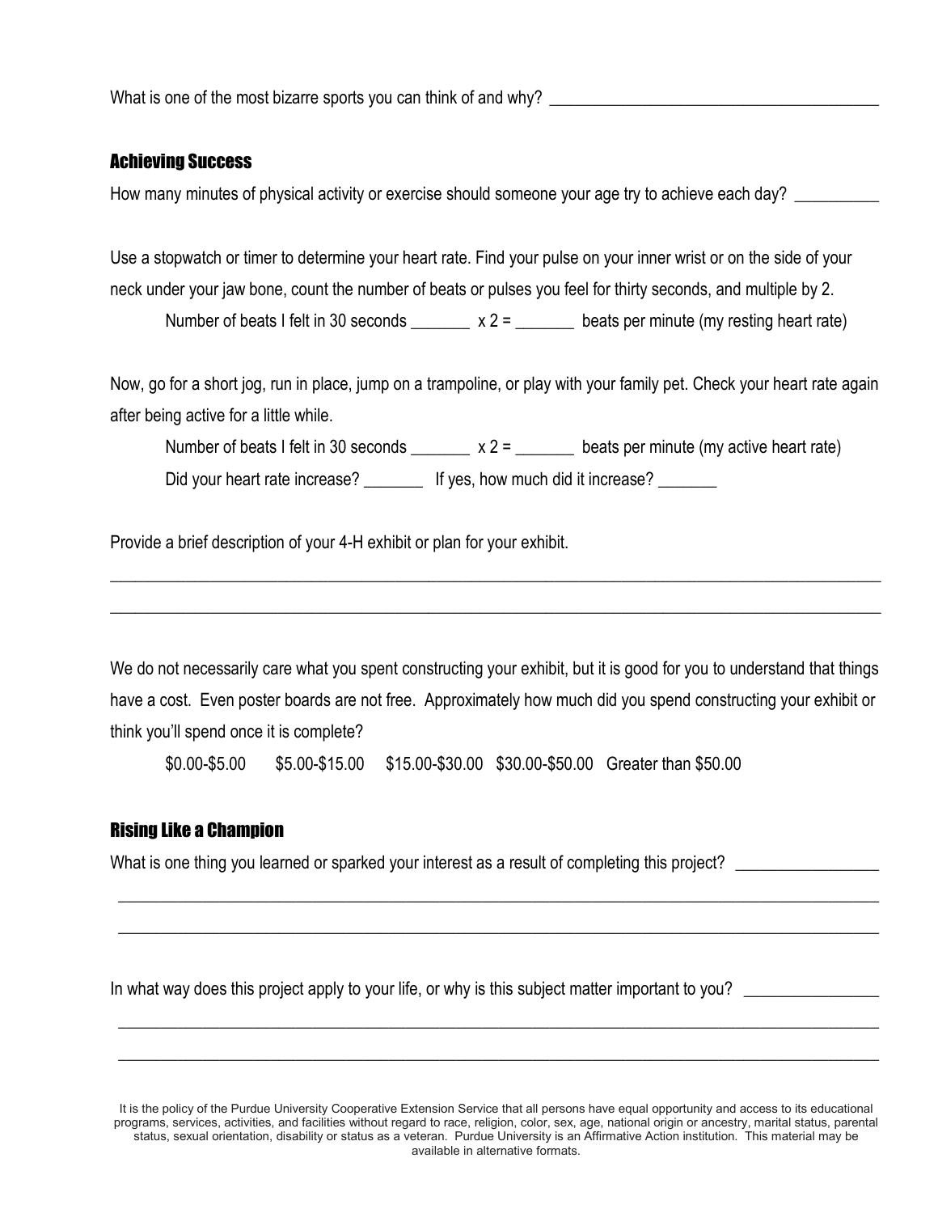What is one of the most bizarre sports you can think of and why? ________________________________________

## Achieving Success

How many minutes of physical activity or exercise should someone your age try to achieve each day? __________

Use a stopwatch or timer to determine your heart rate. Find your pulse on your inner wrist or on the side of your neck under your jaw bone, count the number of beats or pulses you feel for thirty seconds, and multiple by 2.

Number of beats I felt in 30 seconds _______ x 2 = _______ beats per minute (my resting heart rate)

Now, go for a short jog, run in place, jump on a trampoline, or play with your family pet. Check your heart rate again after being active for a little while.

Number of beats I felt in 30 seconds _______ x 2 = _______ beats per minute (my active heart rate)

Did your heart rate increase? _______ If yes, how much did it increase? _______

Provide a brief description of your 4-H exhibit or plan for your exhibit.

_____________________________________________________________________________________________

_____________________________________________________________________________________________

We do not necessarily care what you spent constructing your exhibit, but it is good for you to understand that things have a cost. Even poster boards are not free. Approximately how much did you spend constructing your exhibit or think you'll spend once it is complete?

$0.00-$5.00 $5.00-$15.00 $15.00-$30.00 $30.00-$50.00 Greater than $50.00

## Rising Like a Champion

What is one thing you learned or sparked your interest as a result of completing this project? ________________

_____________________________________________________________________________________________

_____________________________________________________________________________________________

In what way does this project apply to your life, or why is this subject matter important to you? _______________

_____________________________________________________________________________________________

_____________________________________________________________________________________________

It is the policy of the Purdue University Cooperative Extension Service that all persons have equal opportunity and access to its educational programs, services, activities, and facilities without regard to race, religion, color, sex, age, national origin or ancestry, marital status, parental status, sexual orientation, disability or status as a veteran. Purdue University is an Affirmative Action institution. This material may be available in alternative formats.